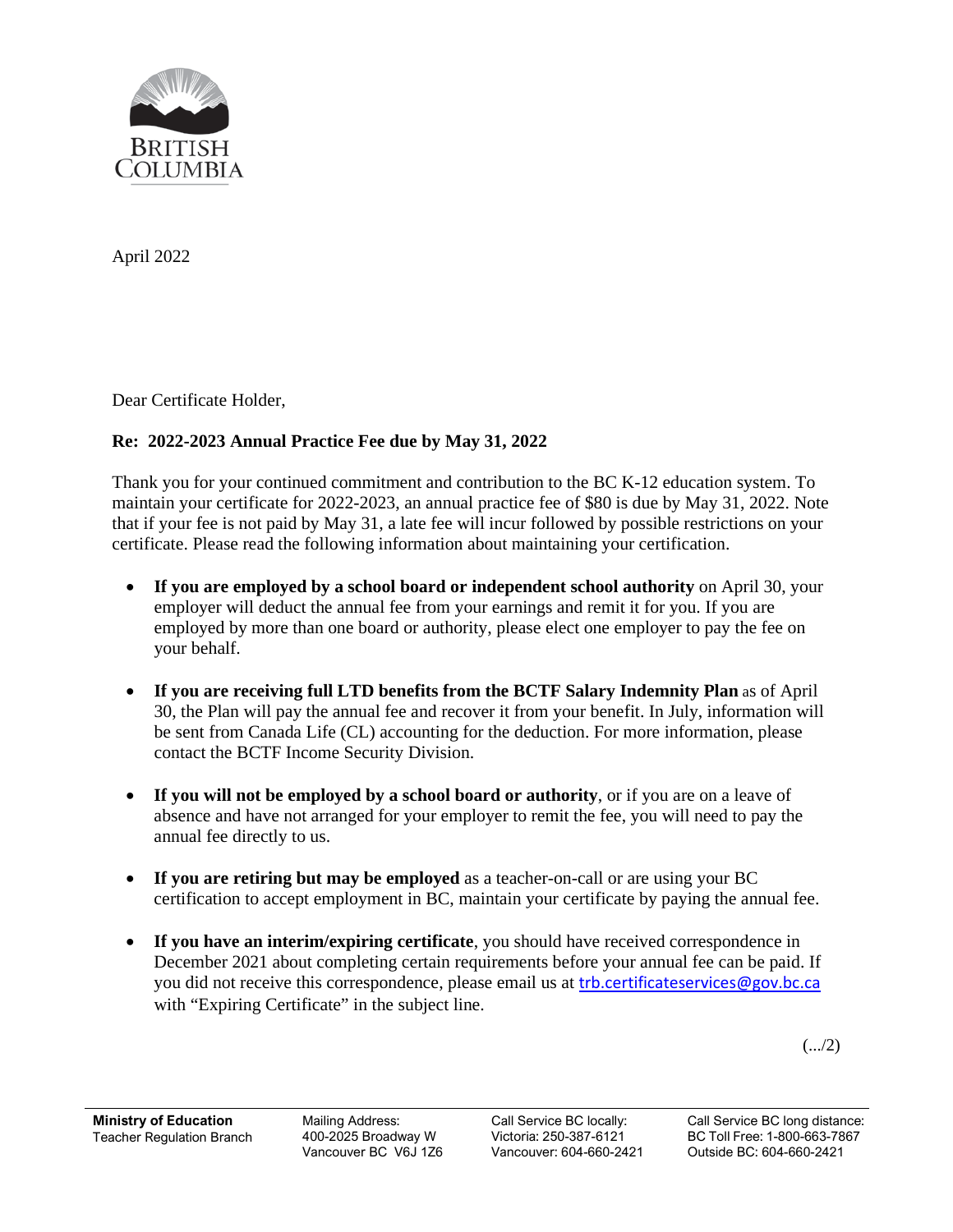BRITISH COLUMBIA

April 2022

Dear Certificate Holder,

**Re: 2022-2023 Annual Practice Fee due by May 31, 2022**

Thank you for your continued commitment and contribution to the BC K-12 education system. To maintain your certificate for 2022-2023, an annual practice fee of $80 is due by May 31, 2022. Note that if your fee is not paid by May 31, a late fee will incur followed by possible restrictions on your certificate. Please read the following information about maintaining your certification.

- **If you are employed by a school board or independent school authority** on April 30, your employer will deduct the annual fee from your earnings and remit it for you. If you are employed by more than one board or authority, please elect one employer to pay the fee on your behalf.

- **If you are receiving full LTD benefits from the BCTF Salary Indemnity Plan** as of April 30, the Plan will pay the annual fee and recover it from your benefit. In July, information will be sent from Canada Life (CL) accounting for the deduction. For more information, please contact the BCTF Income Security Division.

- **If you will not be employed by a school board or authority**, or if you are on a leave of absence and have not arranged for your employer to remit the fee, you will need to pay the annual fee directly to us.

- **If you are retiring but may be employed** as a teacher-on-call or are using your BC certification to accept employment in BC, maintain your certificate by paying the annual fee.

- **If you have an interim/expiring certificate**, you should have received correspondence in December 2021 about completing certain requirements before your annual fee can be paid. If you did not receive this correspondence, please email us at trb.certificateservices@gov.bc.ca with "Expiring Certificate" in the subject line.

(.../2)

**Ministry of Education**
Teacher Regulation Branch

Mailing Address:
400-2025 Broadway W
Vancouver BC V6J 1Z6

Call Service BC locally:
Victoria: 250-387-6121
Vancouver: 604-660-2421

Call Service BC long distance:
BC Toll Free: 1-800-663-7867
Outside BC: 604-660-2421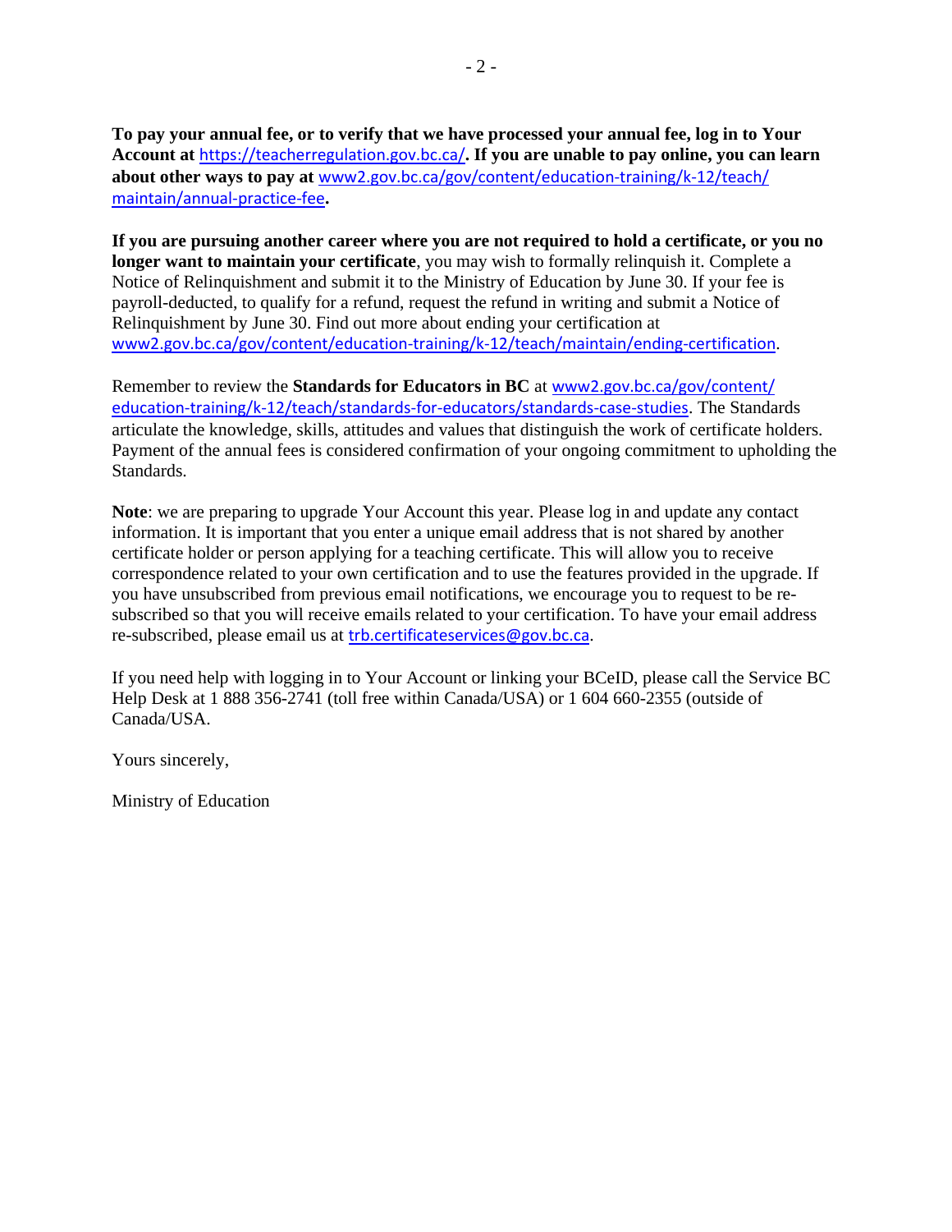**To pay your annual fee, or to verify that we have processed your annual fee, log in to Your Account at https://teacherregulation.gov.bc.ca/. If you are unable to pay online, you can learn about other ways to pay at www2.gov.bc.ca/gov/content/education-training/k-12/teach/maintain/annual-practice-fee.**

**If you are pursuing another career where you are not required to hold a certificate, or you no longer want to maintain your certificate**, you may wish to formally relinquish it. Complete a Notice of Relinquishment and submit it to the Ministry of Education by June 30. If your fee is payroll-deducted, to qualify for a refund, request the refund in writing and submit a Notice of Relinquishment by June 30. Find out more about ending your certification at www2.gov.bc.ca/gov/content/education-training/k-12/teach/maintain/ending-certification.

Remember to review the **Standards for Educators in BC** at www2.gov.bc.ca/gov/content/education-training/k-12/teach/standards-for-educators/standards-case-studies. The Standards articulate the knowledge, skills, attitudes and values that distinguish the work of certificate holders. Payment of the annual fees is considered confirmation of your ongoing commitment to upholding the Standards.

**Note**: we are preparing to upgrade Your Account this year. Please log in and update any contact information. It is important that you enter a unique email address that is not shared by another certificate holder or person applying for a teaching certificate. This will allow you to receive correspondence related to your own certification and to use the features provided in the upgrade. If you have unsubscribed from previous email notifications, we encourage you to request to be re-subscribed so that you will receive emails related to your certification. To have your email address re-subscribed, please email us at trb.certificateservices@gov.bc.ca.

If you need help with logging in to Your Account or linking your BCeID, please call the Service BC Help Desk at 1 888 356-2741 (toll free within Canada/USA) or 1 604 660-2355 (outside of Canada/USA.

Yours sincerely,

Ministry of Education